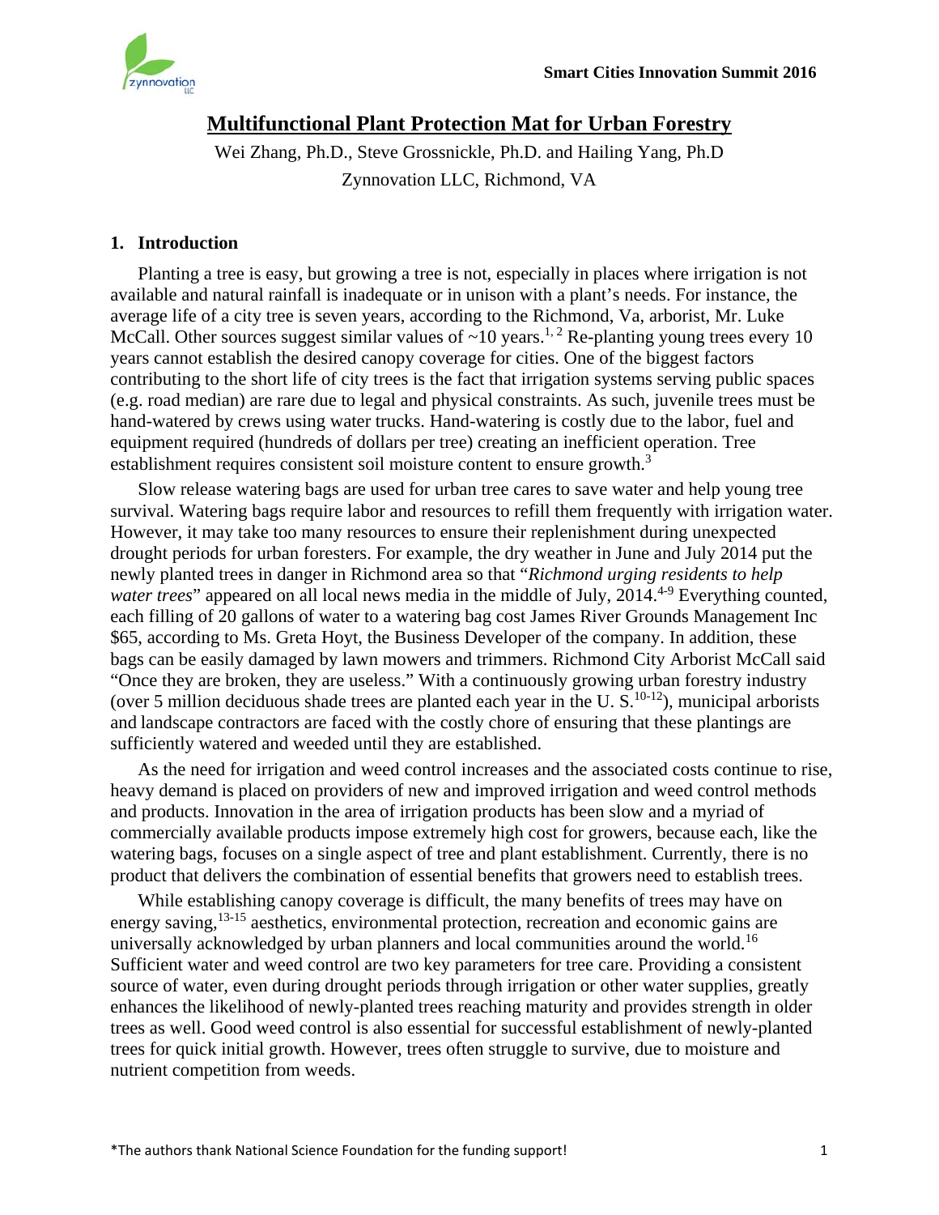# Multifunctional Plant Protection Mat for Urban Forestry

Wei Zhang, Ph.D., Steve Grossnickle, Ph.D. and Hailing Yang, Ph.D

Zynnovation LLC, Richmond, VA

## 1. Introduction

Planting a tree is easy, but growing a tree is not, especially in places where irrigation is not available and natural rainfall is inadequate or in unison with a plant's needs. For instance, the average life of a city tree is seven years, according to the Richmond, Va, arborist, Mr. Luke McCall. Other sources suggest similar values of ~10 years.[1, 2] Re-planting young trees every 10 years cannot establish the desired canopy coverage for cities. One of the biggest factors contributing to the short life of city trees is the fact that irrigation systems serving public spaces (e.g. road median) are rare due to legal and physical constraints. As such, juvenile trees must be hand-watered by crews using water trucks. Hand-watering is costly due to the labor, fuel and equipment required (hundreds of dollars per tree) creating an inefficient operation. Tree establishment requires consistent soil moisture content to ensure growth.[3]

Slow release watering bags are used for urban tree cares to save water and help young tree survival. Watering bags require labor and resources to refill them frequently with irrigation water. However, it may take too many resources to ensure their replenishment during unexpected drought periods for urban foresters. For example, the dry weather in June and July 2014 put the newly planted trees in danger in Richmond area so that "*Richmond urging residents to help water trees*" appeared on all local news media in the middle of July, 2014.[4-9] Everything counted, each filling of 20 gallons of water to a watering bag cost James River Grounds Management Inc $65, according to Ms. Greta Hoyt, the Business Developer of the company. In addition, these bags can be easily damaged by lawn mowers and trimmers. Richmond City Arborist McCall said "Once they are broken, they are useless." With a continuously growing urban forestry industry (over 5 million deciduous shade trees are planted each year in the U. S.[10-12]), municipal arborists and landscape contractors are faced with the costly chore of ensuring that these plantings are sufficiently watered and weeded until they are established.

As the need for irrigation and weed control increases and the associated costs continue to rise, heavy demand is placed on providers of new and improved irrigation and weed control methods and products. Innovation in the area of irrigation products has been slow and a myriad of commercially available products impose extremely high cost for growers, because each, like the watering bags, focuses on a single aspect of tree and plant establishment. Currently, there is no product that delivers the combination of essential benefits that growers need to establish trees.

While establishing canopy coverage is difficult, the many benefits of trees may have on energy saving,[13-15] aesthetics, environmental protection, recreation and economic gains are universally acknowledged by urban planners and local communities around the world.[16] Sufficient water and weed control are two key parameters for tree care. Providing a consistent source of water, even during drought periods through irrigation or other water supplies, greatly enhances the likelihood of newly-planted trees reaching maturity and provides strength in older trees as well. Good weed control is also essential for successful establishment of newly-planted trees for quick initial growth. However, trees often struggle to survive, due to moisture and nutrient competition from weeds.

*The authors thank National Science Foundation for the funding support!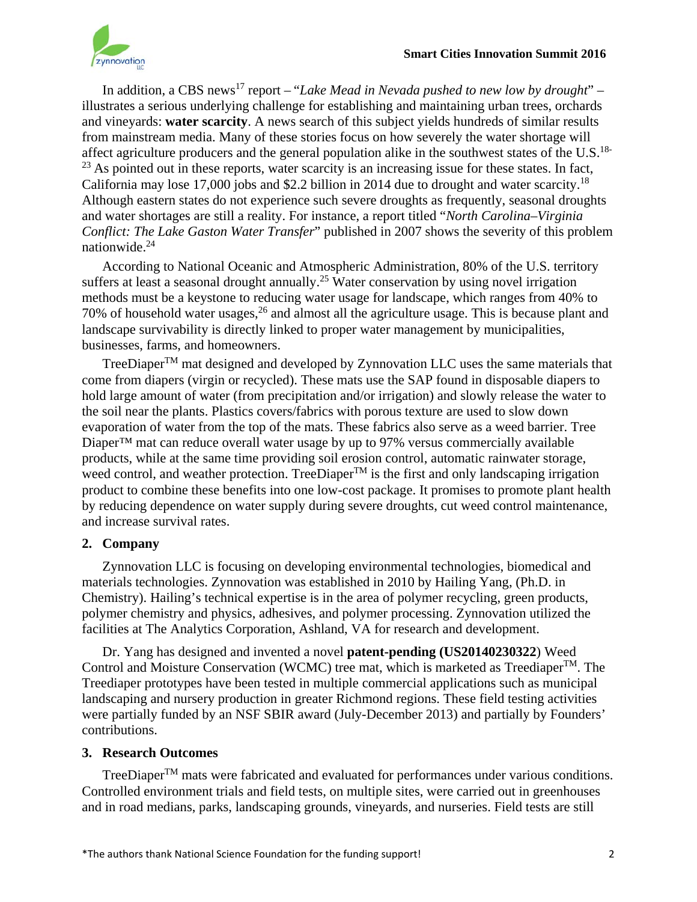In addition, a CBS news[17] report – "*Lake Mead in Nevada pushed to new low by drought*" – illustrates a serious underlying challenge for establishing and maintaining urban trees, orchards and vineyards: **water scarcity**. A news search of this subject yields hundreds of similar results from mainstream media. Many of these stories focus on how severely the water shortage will affect agriculture producers and the general population alike in the southwest states of the U.S.[18-23] As pointed out in these reports, water scarcity is an increasing issue for these states. In fact, California may lose 17,000 jobs and $2.2 billion in 2014 due to drought and water scarcity.[18] Although eastern states do not experience such severe droughts as frequently, seasonal droughts and water shortages are still a reality. For instance, a report titled "*North Carolina–Virginia Conflict: The Lake Gaston Water Transfer*" published in 2007 shows the severity of this problem nationwide.[24]

According to National Oceanic and Atmospheric Administration, 80% of the U.S. territory suffers at least a seasonal drought annually.[25] Water conservation by using novel irrigation methods must be a keystone to reducing water usage for landscape, which ranges from 40% to 70% of household water usages,[26] and almost all the agriculture usage. This is because plant and landscape survivability is directly linked to proper water management by municipalities, businesses, farms, and homeowners.

TreeDiaper™ mat designed and developed by Zynnovation LLC uses the same materials that come from diapers (virgin or recycled). These mats use the SAP found in disposable diapers to hold large amount of water (from precipitation and/or irrigation) and slowly release the water to the soil near the plants. Plastics covers/fabrics with porous texture are used to slow down evaporation of water from the top of the mats. These fabrics also serve as a weed barrier. Tree Diaper™ mat can reduce overall water usage by up to 97% versus commercially available products, while at the same time providing soil erosion control, automatic rainwater storage, weed control, and weather protection. TreeDiaper™ is the first and only landscaping irrigation product to combine these benefits into one low-cost package. It promises to promote plant health by reducing dependence on water supply during severe droughts, cut weed control maintenance, and increase survival rates.

## 2. Company

Zynnovation LLC is focusing on developing environmental technologies, biomedical and materials technologies. Zynnovation was established in 2010 by Hailing Yang, (Ph.D. in Chemistry). Hailing's technical expertise is in the area of polymer recycling, green products, polymer chemistry and physics, adhesives, and polymer processing. Zynnovation utilized the facilities at The Analytics Corporation, Ashland, VA for research and development.

Dr. Yang has designed and invented a novel **patent-pending (US20140230322**) Weed Control and Moisture Conservation (WCMC) tree mat, which is marketed as Treediaper™. The Treediaper prototypes have been tested in multiple commercial applications such as municipal landscaping and nursery production in greater Richmond regions. These field testing activities were partially funded by an NSF SBIR award (July-December 2013) and partially by Founders' contributions.

## 3. Research Outcomes

TreeDiaper™ mats were fabricated and evaluated for performances under various conditions. Controlled environment trials and field tests, on multiple sites, were carried out in greenhouses and in road medians, parks, landscaping grounds, vineyards, and nurseries. Field tests are still

*The authors thank National Science Foundation for the funding support!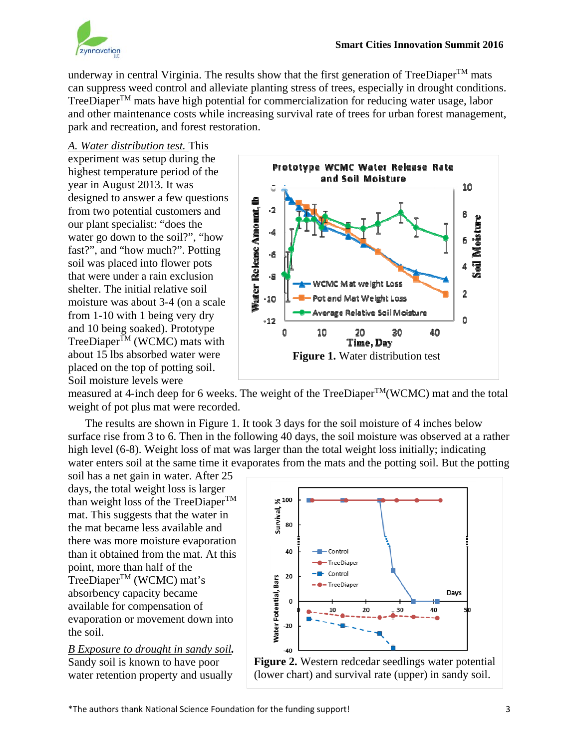underway in central Virginia. The results show that the first generation of TreeDiaper™ mats can suppress weed control and alleviate planting stress of trees, especially in drought conditions. TreeDiaper™ mats have high potential for commercialization for reducing water usage, labor and other maintenance costs while increasing survival rate of trees for urban forest management, park and recreation, and forest restoration.

*A. Water distribution test.* This experiment was setup during the highest temperature period of the year in August 2013. It was designed to answer a few questions from two potential customers and our plant specialist: "does the water go down to the soil?", "how fast?", and "how much?". Potting soil was placed into flower pots that were under a rain exclusion shelter. The initial relative soil moisture was about 3-4 (on a scale from 1-10 with 1 being very dry and 10 being soaked). Prototype TreeDiaper™ (WCMC) mats with about 15 lbs absorbed water were placed on the top of potting soil. Soil moisture levels were measured at 4-inch deep for 6 weeks. The weight of the TreeDiaper™(WCMC) mat and the total weight of pot plus mat were recorded.

**Figure 1.** Water distribution test

The results are shown in Figure 1. It took 3 days for the soil moisture of 4 inches below surface rise from 3 to 6. Then in the following 40 days, the soil moisture was observed at a rather high level (6-8). Weight loss of mat was larger than the total weight loss initially; indicating water enters soil at the same time it evaporates from the mats and the potting soil. But the potting soil has a net gain in water. After 25 days, the total weight loss is larger than weight loss of the TreeDiaper™ mat. This suggests that the water in the mat became less available and there was more moisture evaporation than it obtained from the mat. At this point, more than half of the TreeDiaper™ (WCMC) mat's absorbency capacity became available for compensation of evaporation or movement down into the soil.

**Figure 2.** Western redcedar seedlings water potential (lower chart) and survival rate (upper) in sandy soil.

***B Exposure to drought in sandy soil.*** Sandy soil is known to have poor water retention property and usually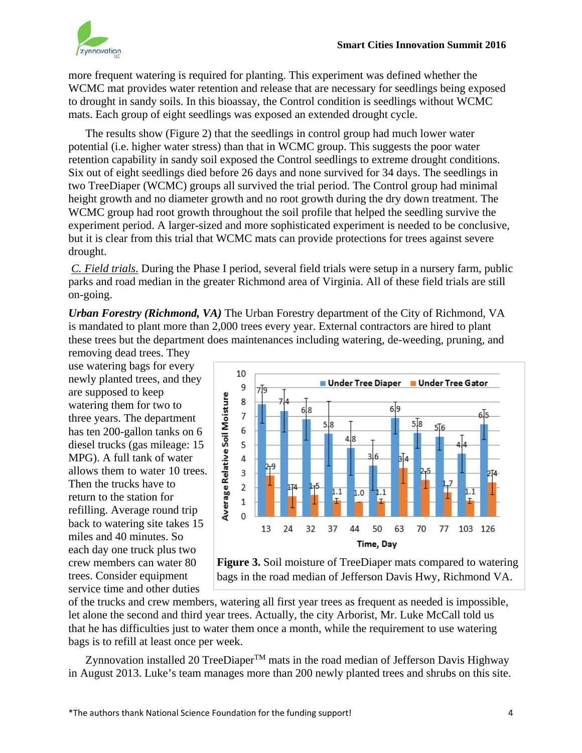more frequent watering is required for planting. This experiment was defined whether the WCMC mat provides water retention and release that are necessary for seedlings being exposed to drought in sandy soils. In this bioassay, the Control condition is seedlings without WCMC mats. Each group of eight seedlings was exposed an extended drought cycle.

The results show (Figure 2) that the seedlings in control group had much lower water potential (i.e. higher water stress) than that in WCMC group. This suggests the poor water retention capability in sandy soil exposed the Control seedlings to extreme drought conditions. Six out of eight seedlings died before 26 days and none survived for 34 days. The seedlings in two TreeDiaper (WCMC) groups all survived the trial period. The Control group had minimal height growth and no diameter growth and no root growth during the dry down treatment. The WCMC group had root growth throughout the soil profile that helped the seedling survive the experiment period. A larger-sized and more sophisticated experiment is needed to be conclusive, but it is clear from this trial that WCMC mats can provide protections for trees against severe drought.

*C. Field trials.* During the Phase I period, several field trials were setup in a nursery farm, public parks and road median in the greater Richmond area of Virginia. All of these field trials are still on-going.

***Urban Forestry (Richmond, VA)*** The Urban Forestry department of the City of Richmond, VA is mandated to plant more than 2,000 trees every year. External contractors are hired to plant these trees but the department does maintenances including watering, de-weeding, pruning, and removing dead trees. They use watering bags for every newly planted trees, and they are supposed to keep watering them for two to three years. The department has ten 200-gallon tanks on 6 diesel trucks (gas mileage: 15 MPG). A full tank of water allows them to water 10 trees. Then the trucks have to return to the station for refilling. Average round trip back to watering site takes 15 miles and 40 minutes. So each day one truck plus two crew members can water 80 trees. Consider equipment service time and other duties of the trucks and crew members, watering all first year trees as frequent as needed is impossible, let alone the second and third year trees. Actually, the city Arborist, Mr. Luke McCall told us that he has difficulties just to water them once a month, while the requirement to use watering bags is to refill at least once per week.

**Figure 3.** Soil moisture of TreeDiaper mats compared to watering bags in the road median of Jefferson Davis Hwy, Richmond VA.

Zynnovation installed 20 TreeDiaper™ mats in the road median of Jefferson Davis Highway in August 2013. Luke's team manages more than 200 newly planted trees and shrubs on this site.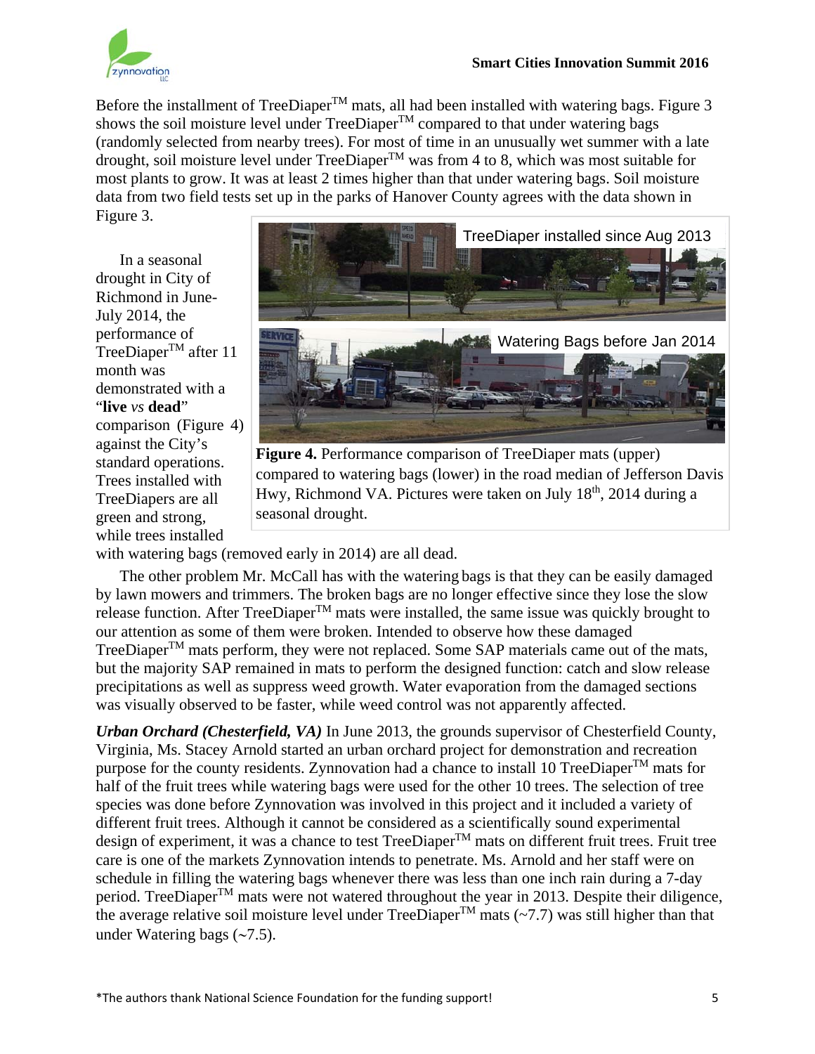Before the installment of TreeDiaper™ mats, all had been installed with watering bags. Figure 3 shows the soil moisture level under TreeDiaper™ compared to that under watering bags (randomly selected from nearby trees). For most of time in an unusually wet summer with a late drought, soil moisture level under TreeDiaper™ was from 4 to 8, which was most suitable for most plants to grow. It was at least 2 times higher than that under watering bags. Soil moisture data from two field tests set up in the parks of Hanover County agrees with the data shown in Figure 3.

In a seasonal drought in City of Richmond in June-July 2014, the performance of TreeDiaper™ after 11 month was demonstrated with a "**live** *vs* **dead**" comparison (Figure 4) against the City's standard operations. Trees installed with TreeDiapers are all green and strong, while trees installed with watering bags (removed early in 2014) are all dead.

TreeDiaper installed since Aug 2013

Watering Bags before Jan 2014

**Figure 4.** Performance comparison of TreeDiaper mats (upper) compared to watering bags (lower) in the road median of Jefferson Davis Hwy, Richmond VA. Pictures were taken on July 18th, 2014 during a seasonal drought.

The other problem Mr. McCall has with the watering bags is that they can be easily damaged by lawn mowers and trimmers. The broken bags are no longer effective since they lose the slow release function. After TreeDiaper™ mats were installed, the same issue was quickly brought to our attention as some of them were broken. Intended to observe how these damaged TreeDiaper™ mats perform, they were not replaced. Some SAP materials came out of the mats, but the majority SAP remained in mats to perform the designed function: catch and slow release precipitations as well as suppress weed growth. Water evaporation from the damaged sections was visually observed to be faster, while weed control was not apparently affected.

***Urban Orchard (Chesterfield, VA)*** In June 2013, the grounds supervisor of Chesterfield County, Virginia, Ms. Stacey Arnold started an urban orchard project for demonstration and recreation purpose for the county residents. Zynnovation had a chance to install 10 TreeDiaper™ mats for half of the fruit trees while watering bags were used for the other 10 trees. The selection of tree species was done before Zynnovation was involved in this project and it included a variety of different fruit trees. Although it cannot be considered as a scientifically sound experimental design of experiment, it was a chance to test TreeDiaper™ mats on different fruit trees. Fruit tree care is one of the markets Zynnovation intends to penetrate. Ms. Arnold and her staff were on schedule in filling the watering bags whenever there was less than one inch rain during a 7-day period. TreeDiaper™ mats were not watered throughout the year in 2013. Despite their diligence, the average relative soil moisture level under TreeDiaper™ mats (~7.7) was still higher than that under Watering bags (~7.5).

*The authors thank National Science Foundation for the funding support!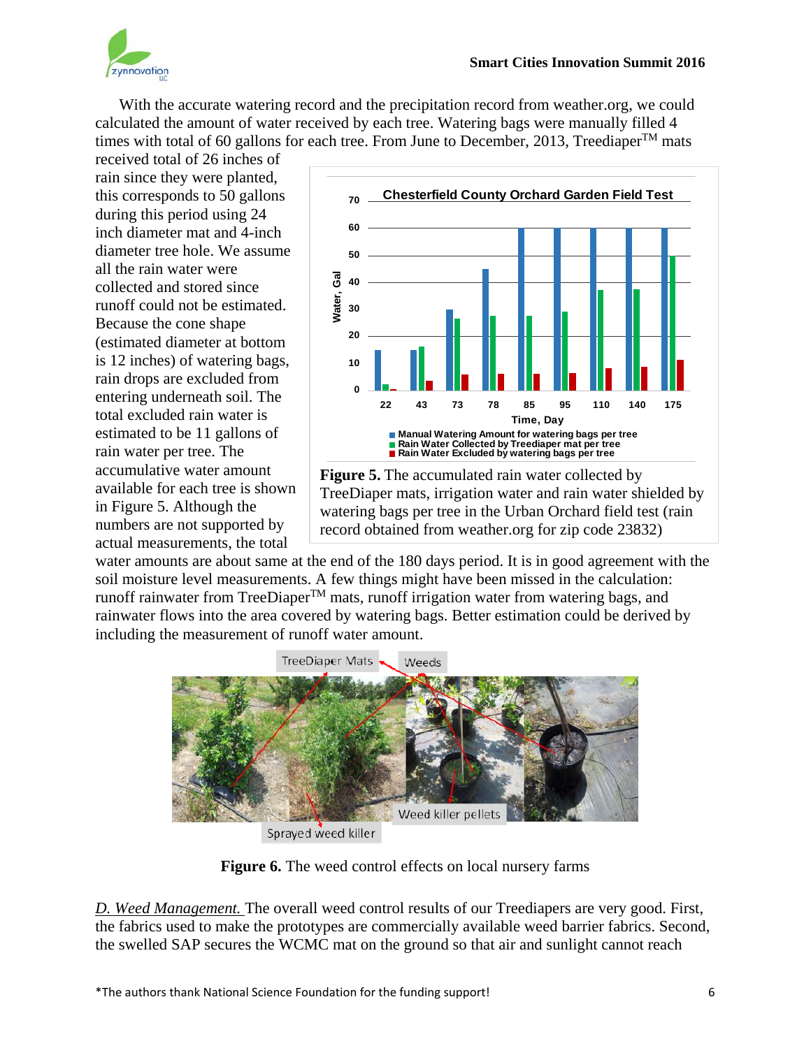With the accurate watering record and the precipitation record from weather.org, we could calculated the amount of water received by each tree. Watering bags were manually filled 4 times with total of 60 gallons for each tree. From June to December, 2013, Treediaper$^{TM}$ mats received total of 26 inches of rain since they were planted, this corresponds to 50 gallons during this period using 24 inch diameter mat and 4-inch diameter tree hole. We assume all the rain water were collected and stored since runoff could not be estimated. Because the cone shape (estimated diameter at bottom is 12 inches) of watering bags, rain drops are excluded from entering underneath soil. The total excluded rain water is estimated to be 11 gallons of rain water per tree. The accumulative water amount available for each tree is shown in Figure 5. Although the numbers are not supported by actual measurements, the total water amounts are about same at the end of the 180 days period. It is in good agreement with the soil moisture level measurements. A few things might have been missed in the calculation: runoff rainwater from TreeDiaper$^{TM}$ mats, runoff irrigation water from watering bags, and rainwater flows into the area covered by watering bags. Better estimation could be derived by including the measurement of runoff water amount.

**Figure 5.** The accumulated rain water collected by TreeDiaper mats, irrigation water and rain water shielded by watering bags per tree in the Urban Orchard field test (rain record obtained from weather.org for zip code 23832)

**Figure 6.** The weed control effects on local nursery farms

*D. Weed Management.* The overall weed control results of our Treediapers are very good. First, the fabrics used to make the prototypes are commercially available weed barrier fabrics. Second, the swelled SAP secures the WCMC mat on the ground so that air and sunlight cannot reach

*The authors thank National Science Foundation for the funding support!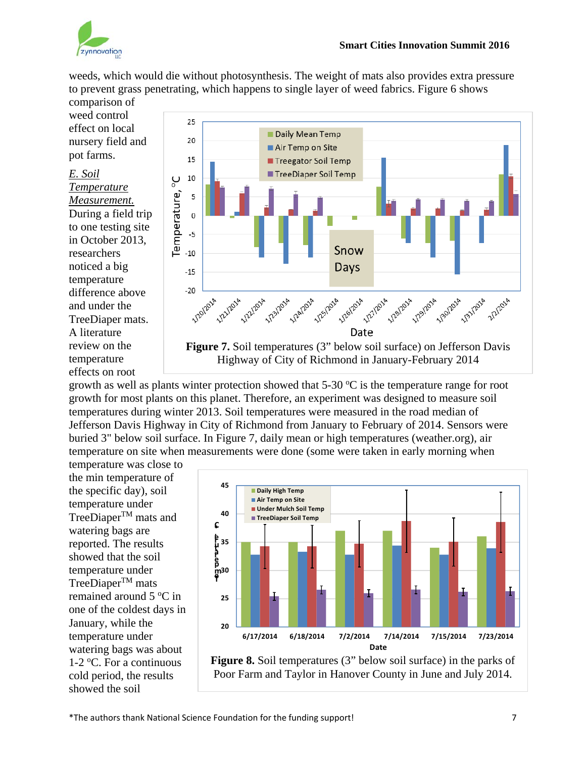weeds, which would die without photosynthesis. The weight of mats also provides extra pressure to prevent grass penetrating, which happens to single layer of weed fabrics. Figure 6 shows comparison of weed control effect on local nursery field and pot farms.

*E. Soil Temperature Measurement.* During a field trip to one testing site in October 2013, researchers noticed a big temperature difference above and under the TreeDiaper mats. A literature review on the temperature effects on root growth as well as plants winter protection showed that 5-30 °C is the temperature range for root growth for most plants on this planet. Therefore, an experiment was designed to measure soil temperatures during winter 2013. Soil temperatures were measured in the road median of Jefferson Davis Highway in City of Richmond from January to February of 2014. Sensors were buried 3" below soil surface. In Figure 7, daily mean or high temperatures (weather.org), air temperature on site when measurements were done (some were taken in early morning when temperature was close to the min temperature of the specific day), soil temperature under TreeDiaper™ mats and watering bags are reported. The results showed that the soil temperature under TreeDiaper™ mats remained around 5 °C in one of the coldest days in January, while the temperature under watering bags was about 1-2 °C. For a continuous cold period, the results showed the soil

**Figure 7.** Soil temperatures (3" below soil surface) on Jefferson Davis Highway of City of Richmond in January-February 2014

**Figure 8.** Soil temperatures (3" below soil surface) in the parks of Poor Farm and Taylor in Hanover County in June and July 2014.

*The authors thank National Science Foundation for the funding support!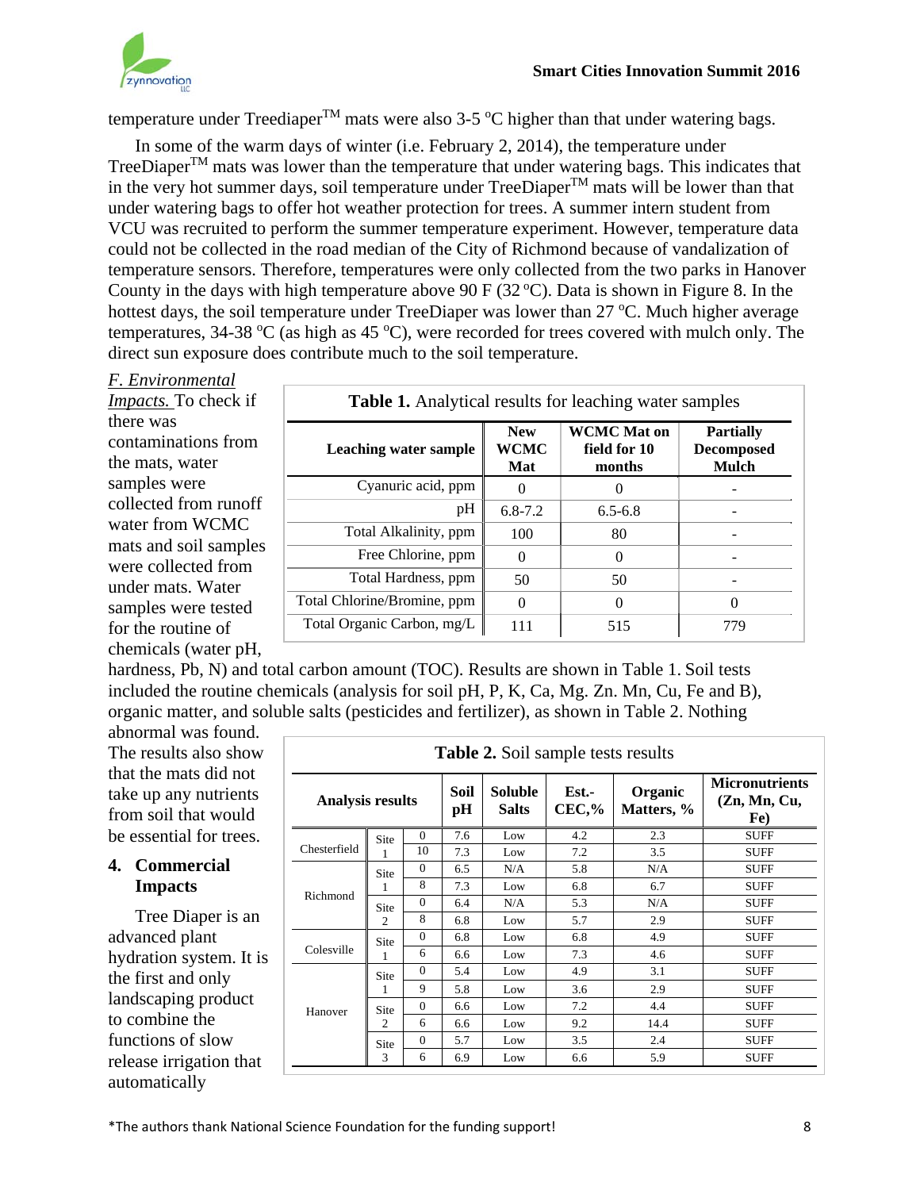temperature under Treediaper$^{TM}$ mats were also 3-5 °C higher than that under watering bags.

In some of the warm days of winter (i.e. February 2, 2014), the temperature under TreeDiaper$^{TM}$ mats was lower than the temperature that under watering bags. This indicates that in the very hot summer days, soil temperature under TreeDiaper$^{TM}$ mats will be lower than that under watering bags to offer hot weather protection for trees. A summer intern student from VCU was recruited to perform the summer temperature experiment. However, temperature data could not be collected in the road median of the City of Richmond because of vandalization of temperature sensors. Therefore, temperatures were only collected from the two parks in Hanover County in the days with high temperature above 90 F (32 °C). Data is shown in Figure 8. In the hottest days, the soil temperature under TreeDiaper was lower than 27 °C. Much higher average temperatures, 34-38 °C (as high as 45 °C), were recorded for trees covered with mulch only. The direct sun exposure does contribute much to the soil temperature.

*F. Environmental Impacts.* To check if there was contaminations from the mats, water samples were collected from runoff water from WCMC mats and soil samples were collected from under mats. Water samples were tested for the routine of chemicals (water pH, hardness, Pb, N) and total carbon amount (TOC). Results are shown in Table 1. Soil tests included the routine chemicals (analysis for soil pH, P, K, Ca, Mg. Zn. Mn, Cu, Fe and B), organic matter, and soluble salts (pesticides and fertilizer), as shown in Table 2. Nothing abnormal was found. The results also show that the mats did not take up any nutrients from soil that would be essential for trees.

**Table 1.** Analytical results for leaching water samples

| Leaching water sample | New WCMC Mat | WCMC Mat on field for 10 months | Partially Decomposed Mulch |
|---|---|---|---|
| Cyanuric acid, ppm | 0 | 0 | - |
| pH | 6.8-7.2 | 6.5-6.8 | - |
| Total Alkalinity, ppm | 100 | 80 | - |
| Free Chlorine, ppm | 0 | 0 | - |
| Total Hardness, ppm | 50 | 50 | - |
| Total Chlorine/Bromine, ppm | 0 | 0 | 0 |
| Total Organic Carbon, mg/L | 111 | 515 | 779 |

**Table 2.** Soil sample tests results

| Analysis results | | | Soil pH | Soluble Salts | Est.-CEC,% | Organic Matters, % | Micronutrients (Zn, Mn, Cu, Fe) |
|---|---|---|---|---|---|---|---|
| Chesterfield | Site 1 | 0 | 7.6 | Low | 4.2 | 2.3 | SUFF |
| | | 10 | 7.3 | Low | 7.2 | 3.5 | SUFF |
| Richmond | Site 1 | 0 | 6.5 | N/A | 5.8 | N/A | SUFF |
| | | 8 | 7.3 | Low | 6.8 | 6.7 | SUFF |
| | Site 2 | 0 | 6.4 | N/A | 5.3 | N/A | SUFF |
| | | 8 | 6.8 | Low | 5.7 | 2.9 | SUFF |
| Colesville | Site 1 | 0 | 6.8 | Low | 6.8 | 4.9 | SUFF |
| | | 6 | 6.6 | Low | 7.3 | 4.6 | SUFF |
| Hanover | Site 1 | 0 | 5.4 | Low | 4.9 | 3.1 | SUFF |
| | | 9 | 5.8 | Low | 3.6 | 2.9 | SUFF |
| | Site 2 | 0 | 6.6 | Low | 7.2 | 4.4 | SUFF |
| | | 6 | 6.6 | Low | 9.2 | 14.4 | SUFF |
| | Site 3 | 0 | 5.7 | Low | 3.5 | 2.4 | SUFF |
| | | 6 | 6.9 | Low | 6.6 | 5.9 | SUFF |

## 4. Commercial Impacts

Tree Diaper is an advanced plant hydration system. It is the first and only landscaping product to combine the functions of slow release irrigation that automatically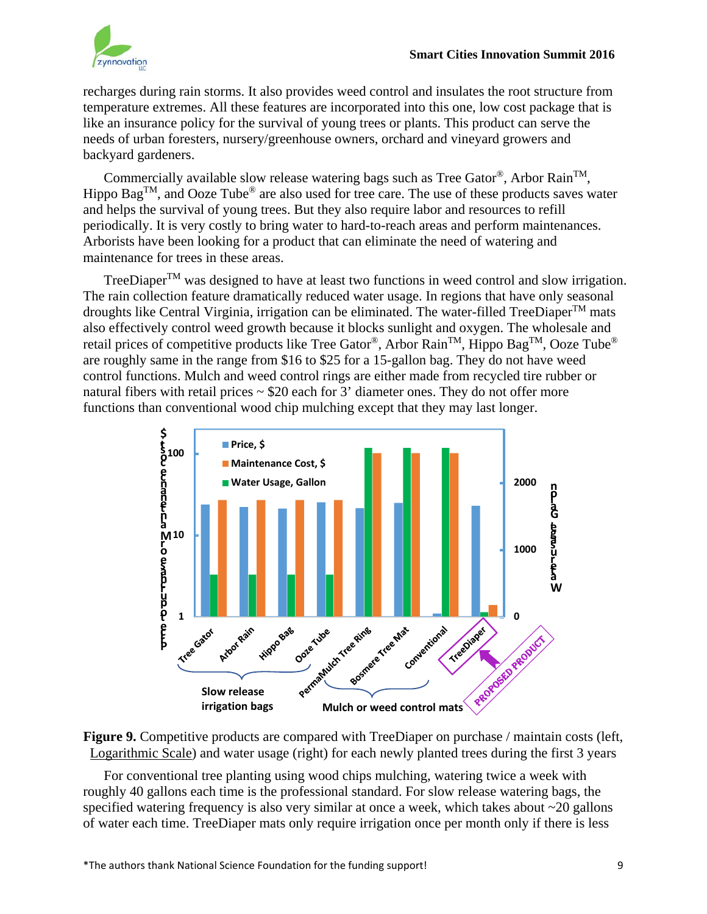recharges during rain storms. It also provides weed control and insulates the root structure from temperature extremes. All these features are incorporated into this one, low cost package that is like an insurance policy for the survival of young trees or plants. This product can serve the needs of urban foresters, nursery/greenhouse owners, orchard and vineyard growers and backyard gardeners.

Commercially available slow release watering bags such as Tree Gator®, Arbor Rain™, Hippo Bag™, and Ooze Tube® are also used for tree care. The use of these products saves water and helps the survival of young trees. But they also require labor and resources to refill periodically. It is very costly to bring water to hard-to-reach areas and perform maintenances. Arborists have been looking for a product that can eliminate the need of watering and maintenance for trees in these areas.

TreeDiaper™ was designed to have at least two functions in weed control and slow irrigation. The rain collection feature dramatically reduced water usage. In regions that have only seasonal droughts like Central Virginia, irrigation can be eliminated. The water-filled TreeDiaper™ mats also effectively control weed growth because it blocks sunlight and oxygen. The wholesale and retail prices of competitive products like Tree Gator®, Arbor Rain™, Hippo Bag™, Ooze Tube® are roughly same in the range from \$16 to \$25 for a 15-gallon bag. They do not have weed control functions. Mulch and weed control rings are either made from recycled tire rubber or natural fibers with retail prices ~ \$20 each for 3' diameter ones. They do not offer more functions than conventional wood chip mulching except that they may last longer.

**Figure 9.** Competitive products are compared with TreeDiaper on purchase / maintain costs (left, Logarithmic Scale) and water usage (right) for each newly planted trees during the first 3 years

For conventional tree planting using wood chips mulching, watering twice a week with roughly 40 gallons each time is the professional standard. For slow release watering bags, the specified watering frequency is also very similar at once a week, which takes about ~20 gallons of water each time. TreeDiaper mats only require irrigation once per month only if there is less

*The authors thank National Science Foundation for the funding support!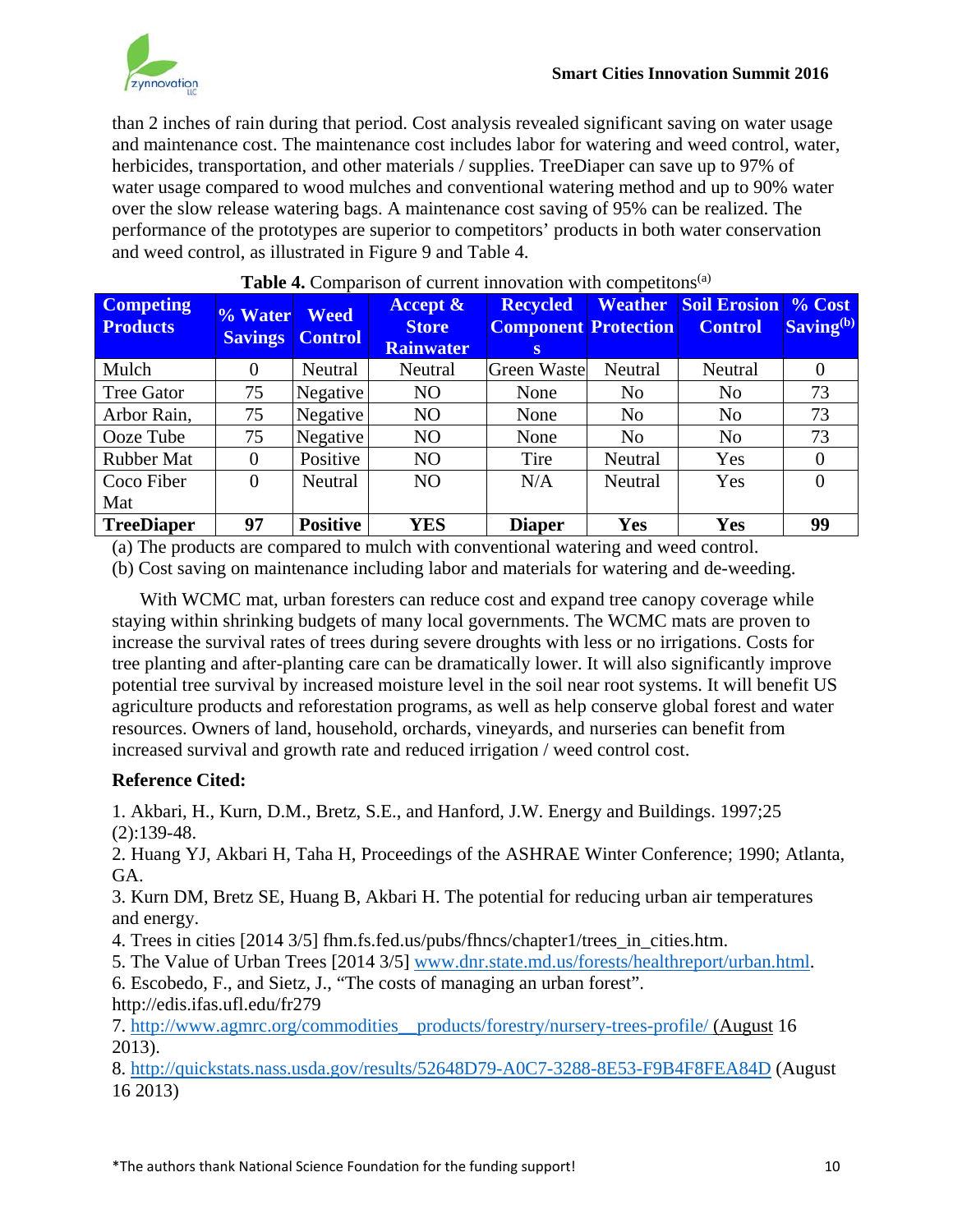than 2 inches of rain during that period. Cost analysis revealed significant saving on water usage and maintenance cost. The maintenance cost includes labor for watering and weed control, water, herbicides, transportation, and other materials / supplies. TreeDiaper can save up to 97% of water usage compared to wood mulches and conventional watering method and up to 90% water over the slow release watering bags. A maintenance cost saving of 95% can be realized. The performance of the prototypes are superior to competitors' products in both water conservation and weed control, as illustrated in Figure 9 and Table 4.

**Table 4.** Comparison of current innovation with competitons[(a)]

| Competing Products | % Water Savings | Weed Control | Accept & Store Rainwater | Recycled Components | Weather Protection | Soil Erosion Control | % Cost Saving[(b)] |
|---|---|---|---|---|---|---|---|
| Mulch | 0 | Neutral | Neutral | Green Waste | Neutral | Neutral | 0 |
| Tree Gator | 75 | Negative | NO | None | No | No | 73 |
| Arbor Rain, | 75 | Negative | NO | None | No | No | 73 |
| Ooze Tube | 75 | Negative | NO | None | No | No | 73 |
| Rubber Mat | 0 | Positive | NO | Tire | Neutral | Yes | 0 |
| Coco Fiber Mat | 0 | Neutral | NO | N/A | Neutral | Yes | 0 |
| **TreeDiaper** | **97** | **Positive** | **YES** | **Diaper** | **Yes** | **Yes** | **99** |

(a) The products are compared to mulch with conventional watering and weed control.
(b) Cost saving on maintenance including labor and materials for watering and de-weeding.

With WCMC mat, urban foresters can reduce cost and expand tree canopy coverage while staying within shrinking budgets of many local governments. The WCMC mats are proven to increase the survival rates of trees during severe droughts with less or no irrigations. Costs for tree planting and after-planting care can be dramatically lower. It will also significantly improve potential tree survival by increased moisture level in the soil near root systems. It will benefit US agriculture products and reforestation programs, as well as help conserve global forest and water resources. Owners of land, household, orchards, vineyards, and nurseries can benefit from increased survival and growth rate and reduced irrigation / weed control cost.

**Reference Cited:**

1. Akbari, H., Kurn, D.M., Bretz, S.E., and Hanford, J.W. Energy and Buildings. 1997;25 (2):139-48.
2. Huang YJ, Akbari H, Taha H, Proceedings of the ASHRAE Winter Conference; 1990; Atlanta, GA.
3. Kurn DM, Bretz SE, Huang B, Akbari H. The potential for reducing urban air temperatures and energy.
4. Trees in cities [2014 3/5] fhm.fs.fed.us/pubs/fhncs/chapter1/trees_in_cities.htm.
5. The Value of Urban Trees [2014 3/5] www.dnr.state.md.us/forests/healthreport/urban.html.
6. Escobedo, F., and Sietz, J., "The costs of managing an urban forest". http://edis.ifas.ufl.edu/fr279
7. http://www.agmrc.org/commodities__products/forestry/nursery-trees-profile/ (August 16 2013).
8. http://quickstats.nass.usda.gov/results/52648D79-A0C7-3288-8E53-F9B4F8FEA84D (August 16 2013)

*The authors thank National Science Foundation for the funding support!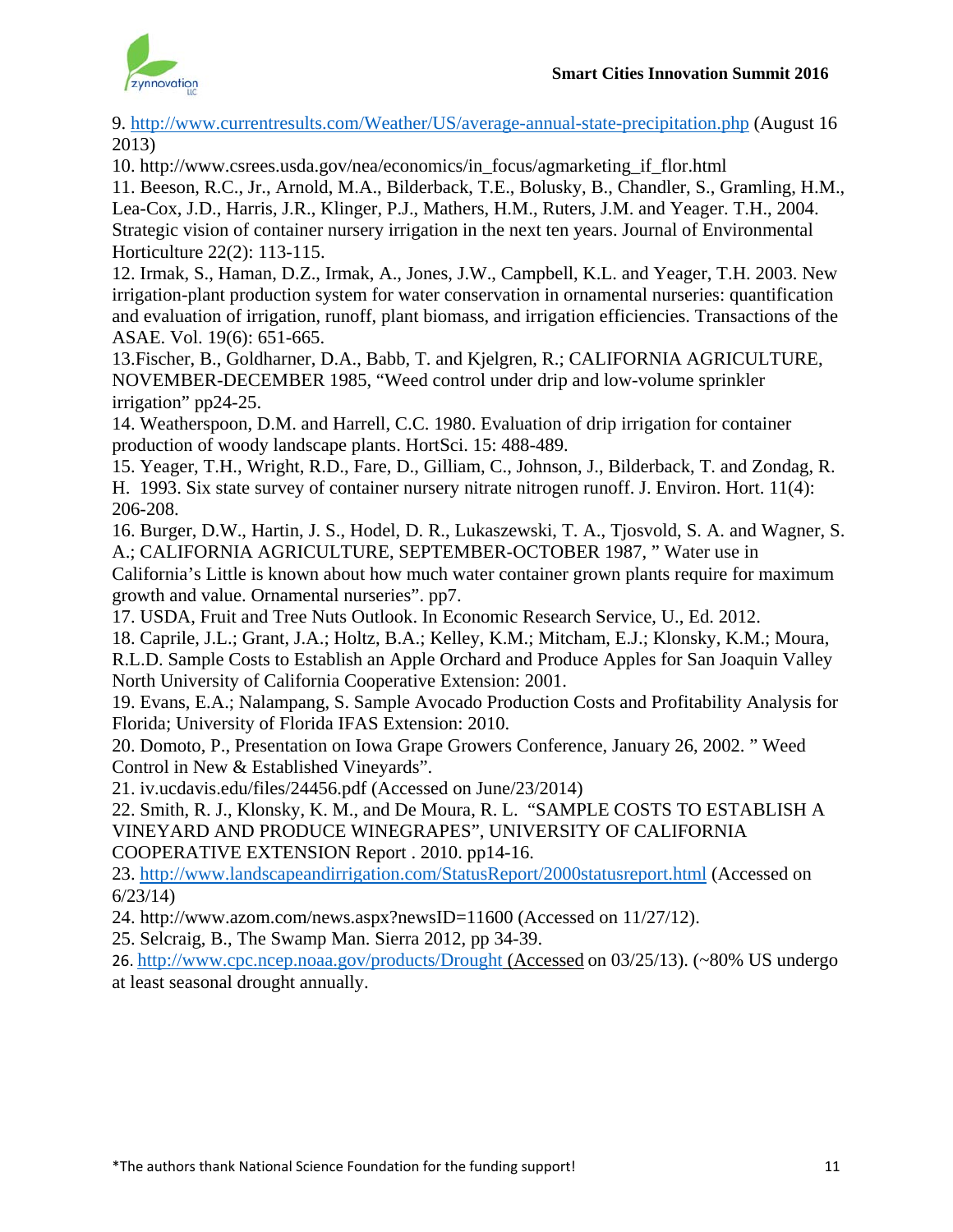9. http://www.currentresults.com/Weather/US/average-annual-state-precipitation.php (August 16 2013)

10. http://www.csrees.usda.gov/nea/economics/in_focus/agmarketing_if_flor.html

11. Beeson, R.C., Jr., Arnold, M.A., Bilderback, T.E., Bolusky, B., Chandler, S., Gramling, H.M., Lea-Cox, J.D., Harris, J.R., Klinger, P.J., Mathers, H.M., Ruters, J.M. and Yeager. T.H., 2004. Strategic vision of container nursery irrigation in the next ten years. Journal of Environmental Horticulture 22(2): 113-115.

12. Irmak, S., Haman, D.Z., Irmak, A., Jones, J.W., Campbell, K.L. and Yeager, T.H. 2003. New irrigation-plant production system for water conservation in ornamental nurseries: quantification and evaluation of irrigation, runoff, plant biomass, and irrigation efficiencies. Transactions of the ASAE. Vol. 19(6): 651-665.

13.Fischer, B., Goldharner, D.A., Babb, T. and Kjelgren, R.; CALIFORNIA AGRICULTURE, NOVEMBER-DECEMBER 1985, "Weed control under drip and low-volume sprinkler irrigation" pp24-25.

14. Weatherspoon, D.M. and Harrell, C.C. 1980. Evaluation of drip irrigation for container production of woody landscape plants. HortSci. 15: 488-489.

15. Yeager, T.H., Wright, R.D., Fare, D., Gilliam, C., Johnson, J., Bilderback, T. and Zondag, R. H. 1993. Six state survey of container nursery nitrate nitrogen runoff. J. Environ. Hort. 11(4): 206-208.

16. Burger, D.W., Hartin, J. S., Hodel, D. R., Lukaszewski, T. A., Tjosvold, S. A. and Wagner, S. A.; CALIFORNIA AGRICULTURE, SEPTEMBER-OCTOBER 1987, " Water use in California's Little is known about how much water container grown plants require for maximum growth and value. Ornamental nurseries". pp7.

17. USDA, Fruit and Tree Nuts Outlook. In Economic Research Service, U., Ed. 2012.

18. Caprile, J.L.; Grant, J.A.; Holtz, B.A.; Kelley, K.M.; Mitcham, E.J.; Klonsky, K.M.; Moura, R.L.D. Sample Costs to Establish an Apple Orchard and Produce Apples for San Joaquin Valley North University of California Cooperative Extension: 2001.

19. Evans, E.A.; Nalampang, S. Sample Avocado Production Costs and Profitability Analysis for Florida; University of Florida IFAS Extension: 2010.

20. Domoto, P., Presentation on Iowa Grape Growers Conference, January 26, 2002. " Weed Control in New & Established Vineyards".

21. iv.ucdavis.edu/files/24456.pdf (Accessed on June/23/2014)

22. Smith, R. J., Klonsky, K. M., and De Moura, R. L. "SAMPLE COSTS TO ESTABLISH A VINEYARD AND PRODUCE WINEGRAPES", UNIVERSITY OF CALIFORNIA COOPERATIVE EXTENSION Report . 2010. pp14-16.

23. http://www.landscapeandirrigation.com/StatusReport/2000statusreport.html (Accessed on 6/23/14)

24. http://www.azom.com/news.aspx?newsID=11600 (Accessed on 11/27/12).

25. Selcraig, B., The Swamp Man. Sierra 2012, pp 34-39.

26. http://www.cpc.ncep.noaa.gov/products/Drought (Accessed on 03/25/13). (~80% US undergo at least seasonal drought annually.

*The authors thank National Science Foundation for the funding support!